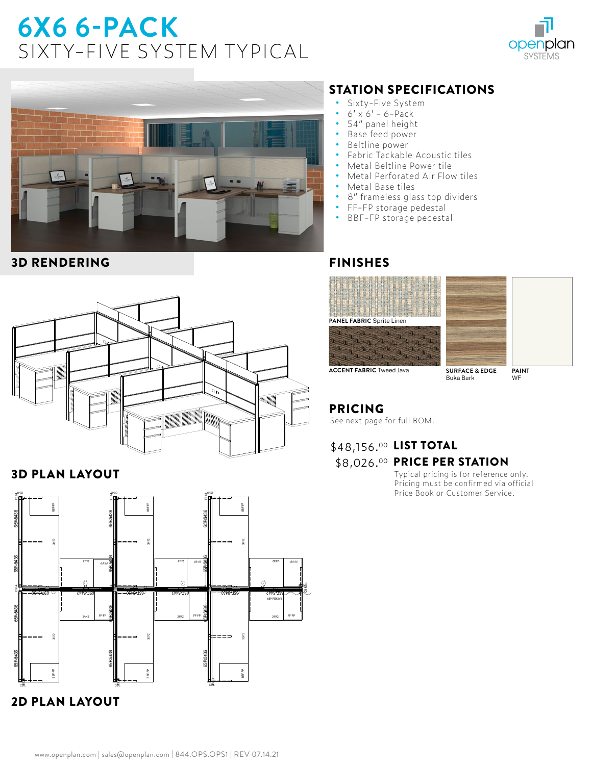# 6X6 6-PACK

## SIXTY-FIVE SYSTEM TYPICAL

openplan SYSTEMS

## 3D RENDERING

## STATION SPECIFICATIONS

- Sixty-Five System
- 6' x 6' - 6-Pack
- 54" panel height
- Base feed power
- Beltline power
- Fabric Tackable Acoustic tiles
- Metal Beltline Power tile
- Metal Perforated Air Flow tiles
- Metal Base tiles
- 8" frameless glass top dividers
- FF-FP storage pedestal
- BBF-FP storage pedestal

## FINISHES

**PANEL FABRIC** Sprite Linen

**ACCENT FABRIC** Tweed Java

**SURFACE & EDGE** Buka Bark

**PAINT** WF

## 3D PLAN LAYOUT

## PRICING

See next page for full BOM.

$48,156.00 **LIST TOTAL**

$8,026.00 **PRICE PER STATION**

Typical pricing is for reference only. Pricing must be confirmed via official Price Book or Customer Service.

## 2D PLAN LAYOUT

www.openplan.com | sales@openplan.com | 844.OPS.OPS1 | REV 07.14.21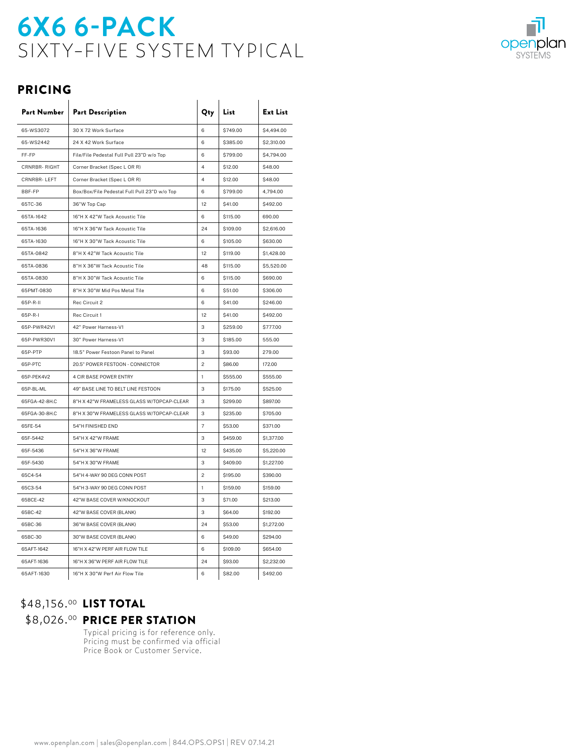# 6X6 6-PACK
SIXTY-FIVE SYSTEM TYPICAL

openplan SYSTEMS

## PRICING

| Part Number | Part Description | Qty | List | Ext List |
|---|---|---|---|---|
| 65-WS3072 | 30 X 72 Work Surface | 6 | $749.00 | $4,494.00 |
| 65-WS2442 | 24 X 42 Work Surface | 6 | $385.00 | $2,310.00 |
| FF-FP | File/File Pedestal Full Pull 23"D w/o Top | 6 | $799.00 | $4,794.00 |
| CRNRBR- RIGHT | Corner Bracket (Spec L OR R) | 4 | $12.00 | $48.00 |
| CRNRBR- LEFT | Corner Bracket (Spec L OR R) | 4 | $12.00 | $48.00 |
| BBF-FP | Box/Box/File Pedestal Full Pull 23"D w/o Top | 6 | $799.00 | 4,794.00 |
| 65TC-36 | 36"W Top Cap | 12 | $41.00 | $492.00 |
| 65TA-1642 | 16"H X 42"W Tack Acoustic Tile | 6 | $115.00 | 690.00 |
| 65TA-1636 | 16"H X 36"W Tack Acoustic Tile | 24 | $109.00 | $2,616.00 |
| 65TA-1630 | 16"H X 30"W Tack Acoustic Tile | 6 | $105.00 | $630.00 |
| 65TA-0842 | 8"H X 42"W Tack Acoustic Tile | 12 | $119.00 | $1,428.00 |
| 65TA-0836 | 8"H X 36"W Tack Acoustic Tile | 48 | $115.00 | $5,520.00 |
| 65TA-0830 | 8"H X 30"W Tack Acoustic Tile | 6 | $115.00 | $690.00 |
| 65PMT-0830 | 8"H X 30"W Mid Pos Metal Tile | 6 | $51.00 | $306.00 |
| 65P-R-II | Rec Circuit 2 | 6 | $41.00 | $246.00 |
| 65P-R-I | Rec Circuit 1 | 12 | $41.00 | $492.00 |
| 65P-PWR42V1 | 42" Power Harness-V1 | 3 | $259.00 | $777.00 |
| 65P-PWR30V1 | 30" Power Harness-V1 | 3 | $185.00 | 555.00 |
| 65P-PTP | 18.5" Power Festoon Panel to Panel | 3 | $93.00 | 279.00 |
| 65P-PTC | 20.5" POWER FESTOON - CONNECTOR | 2 | $86.00 | 172.00 |
| 65P-PEK4V2 | 4 CIR BASE POWER ENTRY | 1 | $555.00 | $555.00 |
| 65P-BL-ML | 49" BASE LINE TO BELT LINE FESTOON | 3 | $175.00 | $525.00 |
| 65FGA-42-8H.C | 8"H X 42"W FRAMELESS GLASS W/TOPCAP-CLEAR | 3 | $299.00 | $897.00 |
| 65FGA-30-8H.C | 8"H X 30"W FRAMELESS GLASS W/TOPCAP-CLEAR | 3 | $235.00 | $705.00 |
| 65FE-54 | 54"H FINISHED END | 7 | $53.00 | $371.00 |
| 65F-5442 | 54"H X 42"W FRAME | 3 | $459.00 | $1,377.00 |
| 65F-5436 | 54"H X 36"W FRAME | 12 | $435.00 | $5,220.00 |
| 65F-5430 | 54"H X 30"W FRAME | 3 | $409.00 | $1,227.00 |
| 65C4-54 | 54"H 4-WAY 90 DEG CONN POST | 2 | $195.00 | $390.00 |
| 65C3-54 | 54"H 3-WAY 90 DEG CONN POST | 1 | $159.00 | $159.00 |
| 65BCE-42 | 42"W BASE COVER W/KNOCKOUT | 3 | $71.00 | $213.00 |
| 65BC-42 | 42"W BASE COVER (BLANK) | 3 | $64.00 | $192.00 |
| 65BC-36 | 36"W BASE COVER (BLANK) | 24 | $53.00 | $1,272.00 |
| 65BC-30 | 30"W BASE COVER (BLANK) | 6 | $49.00 | $294.00 |
| 65AFT-1642 | 16"H X 42"W PERF AIR FLOW TILE | 6 | $109.00 | $654.00 |
| 65AFT-1636 | 16"H X 36"W PERF AIR FLOW TILE | 24 | $93.00 | $2,232.00 |
| 65AFT-1630 | 16"H X 30"W Perf Air Flow Tile | 6 | $82.00 | $492.00 |

$48,156.00 **LIST TOTAL**

$8,026.00 **PRICE PER STATION**

Typical pricing is for reference only.
Pricing must be confirmed via official
Price Book or Customer Service.

www.openplan.com | sales@openplan.com | 844.OPS.OPS1 | REV 07.14.21